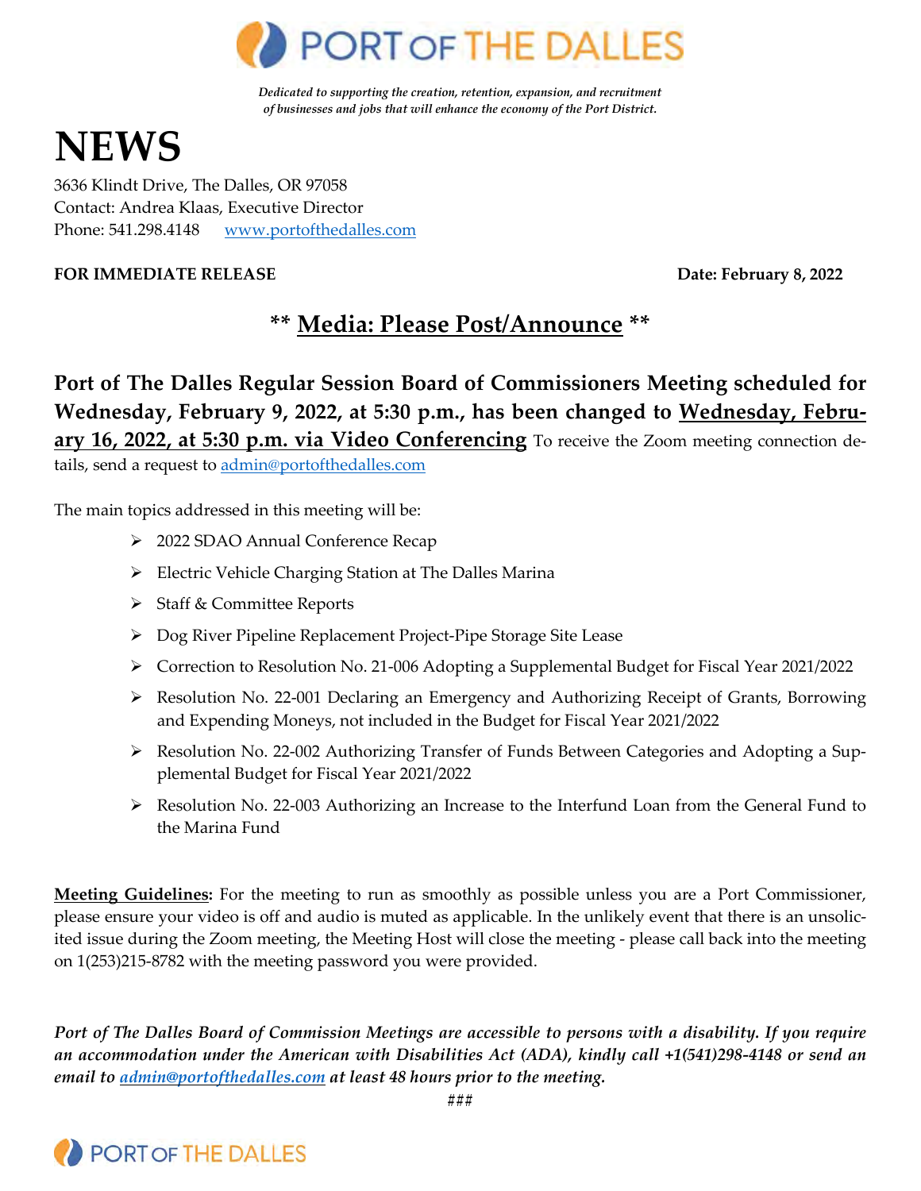PORT OF THE DALLES

*Dedicated to supporting the creation, retention, expansion, and recruitment of businesses and jobs that will enhance the economy of the Port District.*

# NEWS

3636 Klindt Drive, The Dalles, OR 97058
Contact: Andrea Klaas, Executive Director
Phone: 541.298.4148 www.portofthedalles.com

**FOR IMMEDIATE RELEASE** **Date: February 8, 2022**

## ** Media: Please Post/Announce **

**Port of The Dalles Regular Session Board of Commissioners Meeting scheduled for Wednesday, February 9, 2022, at 5:30 p.m., has been changed to Wednesday, February 16, 2022, at 5:30 p.m. via Video Conferencing** To receive the Zoom meeting connection details, send a request to admin@portofthedalles.com

The main topics addressed in this meeting will be:

- 2022 SDAO Annual Conference Recap
- Electric Vehicle Charging Station at The Dalles Marina
- Staff & Committee Reports
- Dog River Pipeline Replacement Project-Pipe Storage Site Lease
- Correction to Resolution No. 21-006 Adopting a Supplemental Budget for Fiscal Year 2021/2022
- Resolution No. 22-001 Declaring an Emergency and Authorizing Receipt of Grants, Borrowing and Expending Moneys, not included in the Budget for Fiscal Year 2021/2022
- Resolution No. 22-002 Authorizing Transfer of Funds Between Categories and Adopting a Supplemental Budget for Fiscal Year 2021/2022
- Resolution No. 22-003 Authorizing an Increase to the Interfund Loan from the General Fund to the Marina Fund

**Meeting Guidelines:** For the meeting to run as smoothly as possible unless you are a Port Commissioner, please ensure your video is off and audio is muted as applicable. In the unlikely event that there is an unsolicited issue during the Zoom meeting, the Meeting Host will close the meeting - please call back into the meeting on 1(253)215-8782 with the meeting password you were provided.

***Port of The Dalles Board of Commission Meetings are accessible to persons with a disability. If you require an accommodation under the American with Disabilities Act (ADA), kindly call +1(541)298-4148 or send an email to admin@portofthedalles.com at least 48 hours prior to the meeting.***

###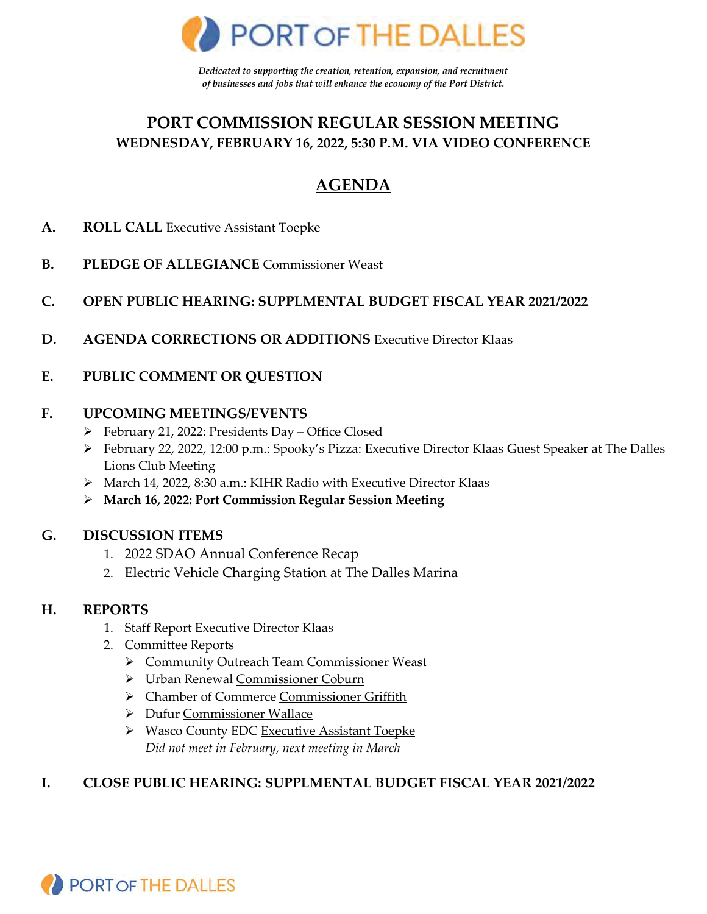# PORT OF THE DALLES

*Dedicated to supporting the creation, retention, expansion, and recruitment of businesses and jobs that will enhance the economy of the Port District.*

## PORT COMMISSION REGULAR SESSION MEETING
### WEDNESDAY, FEBRUARY 16, 2022, 5:30 P.M. VIA VIDEO CONFERENCE

## AGENDA

**A. ROLL CALL** Executive Assistant Toepke

**B. PLEDGE OF ALLEGIANCE** Commissioner Weast

**C. OPEN PUBLIC HEARING: SUPPLMENTAL BUDGET FISCAL YEAR 2021/2022**

**D. AGENDA CORRECTIONS OR ADDITIONS** Executive Director Klaas

**E. PUBLIC COMMENT OR QUESTION**

**F. UPCOMING MEETINGS/EVENTS**
- February 21, 2022: Presidents Day – Office Closed
- February 22, 2022, 12:00 p.m.: Spooky's Pizza: Executive Director Klaas Guest Speaker at The Dalles Lions Club Meeting
- March 14, 2022, 8:30 a.m.: KIHR Radio with Executive Director Klaas
- **March 16, 2022: Port Commission Regular Session Meeting**

**G. DISCUSSION ITEMS**
1. 2022 SDAO Annual Conference Recap
2. Electric Vehicle Charging Station at The Dalles Marina

**H. REPORTS**
1. Staff Report Executive Director Klaas
2. Committee Reports
   - Community Outreach Team Commissioner Weast
   - Urban Renewal Commissioner Coburn
   - Chamber of Commerce Commissioner Griffith
   - Dufur Commissioner Wallace
   - Wasco County EDC Executive Assistant Toepke
     *Did not meet in February, next meeting in March*

**I. CLOSE PUBLIC HEARING: SUPPLMENTAL BUDGET FISCAL YEAR 2021/2022**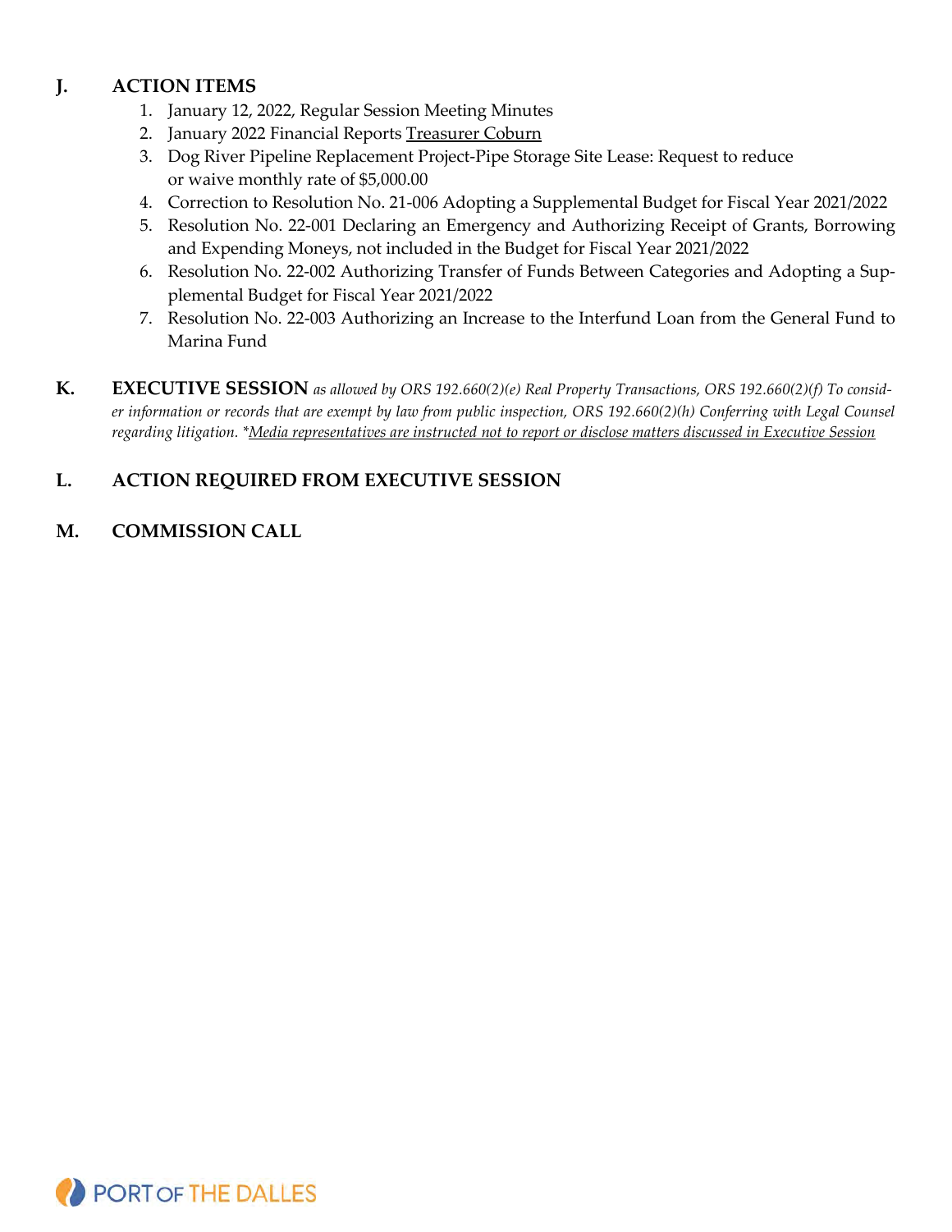## J. ACTION ITEMS

1. January 12, 2022, Regular Session Meeting Minutes
2. January 2022 Financial Reports <u>Treasurer Coburn</u>
3. Dog River Pipeline Replacement Project-Pipe Storage Site Lease: Request to reduce or waive monthly rate of $5,000.00
4. Correction to Resolution No. 21-006 Adopting a Supplemental Budget for Fiscal Year 2021/2022
5. Resolution No. 22-001 Declaring an Emergency and Authorizing Receipt of Grants, Borrowing and Expending Moneys, not included in the Budget for Fiscal Year 2021/2022
6. Resolution No. 22-002 Authorizing Transfer of Funds Between Categories and Adopting a Supplemental Budget for Fiscal Year 2021/2022
7. Resolution No. 22-003 Authorizing an Increase to the Interfund Loan from the General Fund to Marina Fund

## K. EXECUTIVE SESSION *as allowed by ORS 192.660(2)(e) Real Property Transactions, ORS 192.660(2)(f) To consider information or records that are exempt by law from public inspection, ORS 192.660(2)(h) Conferring with Legal Counsel regarding litigation. *<u>Media representatives are instructed not to report or disclose matters discussed in Executive Session</u>*

## L. ACTION REQUIRED FROM EXECUTIVE SESSION

## M. COMMISSION CALL